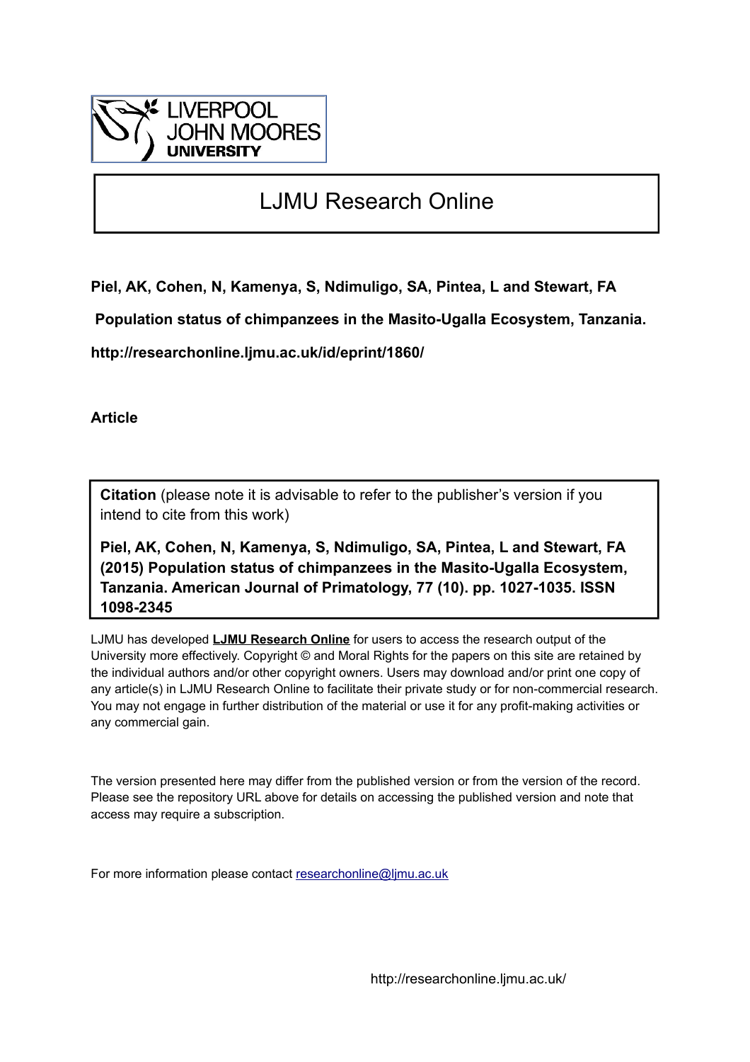LIVERPOOL JOHN MOORES UNIVERSITY

# LJMU Research Online

**Piel, AK, Cohen, N, Kamenya, S, Ndimuligo, SA, Pintea, L and Stewart, FA**

**Population status of chimpanzees in the Masito-Ugalla Ecosystem, Tanzania.**

**http://researchonline.ljmu.ac.uk/id/eprint/1860/**

**Article**

**Citation** (please note it is advisable to refer to the publisher's version if you intend to cite from this work)

**Piel, AK, Cohen, N, Kamenya, S, Ndimuligo, SA, Pintea, L and Stewart, FA (2015) Population status of chimpanzees in the Masito-Ugalla Ecosystem, Tanzania. American Journal of Primatology, 77 (10). pp. 1027-1035. ISSN 1098-2345**

LJMU has developed **LJMU Research Online** for users to access the research output of the University more effectively. Copyright © and Moral Rights for the papers on this site are retained by the individual authors and/or other copyright owners. Users may download and/or print one copy of any article(s) in LJMU Research Online to facilitate their private study or for non-commercial research. You may not engage in further distribution of the material or use it for any profit-making activities or any commercial gain.

The version presented here may differ from the published version or from the version of the record. Please see the repository URL above for details on accessing the published version and note that access may require a subscription.

For more information please contact researchonline@ljmu.ac.uk

http://researchonline.ljmu.ac.uk/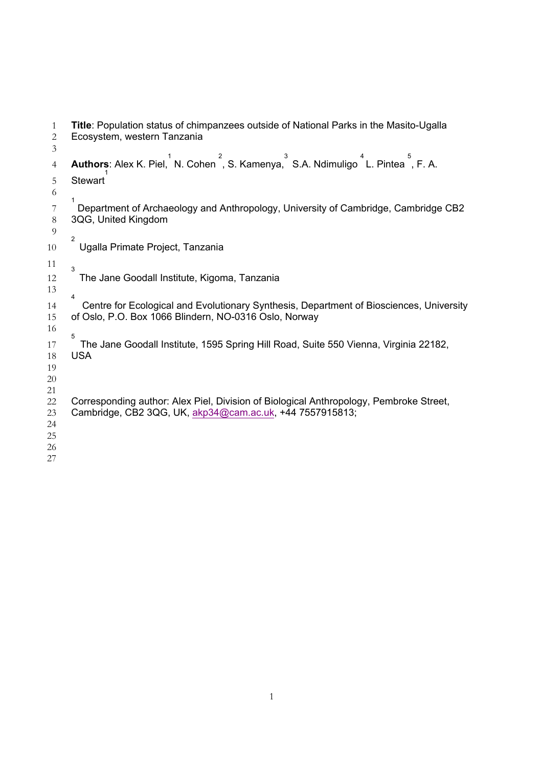**Title**: Population status of chimpanzees outside of National Parks in the Masito-Ugalla Ecosystem, western Tanzania

**Authors**: Alex K. Piel,[1] N. Cohen[2], S. Kamenya,[3] S.A. Ndimuligo[4] L. Pintea[5], F. A. Stewart[1]

[1] Department of Archaeology and Anthropology, University of Cambridge, Cambridge CB2 3QG, United Kingdom

[2] Ugalla Primate Project, Tanzania

[3] The Jane Goodall Institute, Kigoma, Tanzania

[4] Centre for Ecological and Evolutionary Synthesis, Department of Biosciences, University of Oslo, P.O. Box 1066 Blindern, NO-0316 Oslo, Norway

[5] The Jane Goodall Institute, 1595 Spring Hill Road, Suite 550 Vienna, Virginia 22182, USA

Corresponding author: Alex Piel, Division of Biological Anthropology, Pembroke Street, Cambridge, CB2 3QG, UK, akp34@cam.ac.uk, +44 7557915813;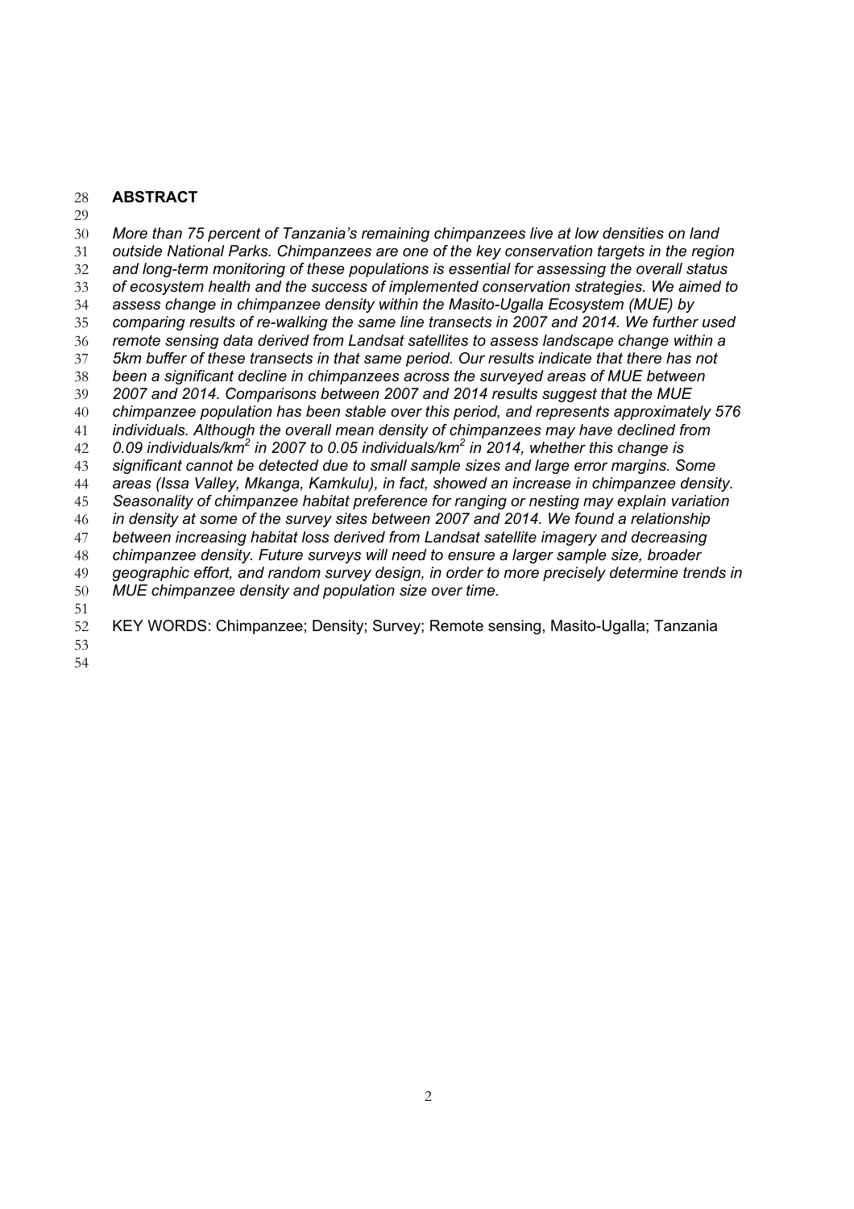## ABSTRACT

*More than 75 percent of Tanzania's remaining chimpanzees live at low densities on land outside National Parks. Chimpanzees are one of the key conservation targets in the region and long-term monitoring of these populations is essential for assessing the overall status of ecosystem health and the success of implemented conservation strategies. We aimed to assess change in chimpanzee density within the Masito-Ugalla Ecosystem (MUE) by comparing results of re-walking the same line transects in 2007 and 2014. We further used remote sensing data derived from Landsat satellites to assess landscape change within a 5km buffer of these transects in that same period. Our results indicate that there has not been a significant decline in chimpanzees across the surveyed areas of MUE between 2007 and 2014. Comparisons between 2007 and 2014 results suggest that the MUE chimpanzee population has been stable over this period, and represents approximately 576 individuals. Although the overall mean density of chimpanzees may have declined from 0.09 individuals/km$^2$ in 2007 to 0.05 individuals/km$^2$ in 2014, whether this change is significant cannot be detected due to small sample sizes and large error margins. Some areas (Issa Valley, Mkanga, Kamkulu), in fact, showed an increase in chimpanzee density. Seasonality of chimpanzee habitat preference for ranging or nesting may explain variation in density at some of the survey sites between 2007 and 2014. We found a relationship between increasing habitat loss derived from Landsat satellite imagery and decreasing chimpanzee density. Future surveys will need to ensure a larger sample size, broader geographic effort, and random survey design, in order to more precisely determine trends in MUE chimpanzee density and population size over time.*

KEY WORDS: Chimpanzee; Density; Survey; Remote sensing, Masito-Ugalla; Tanzania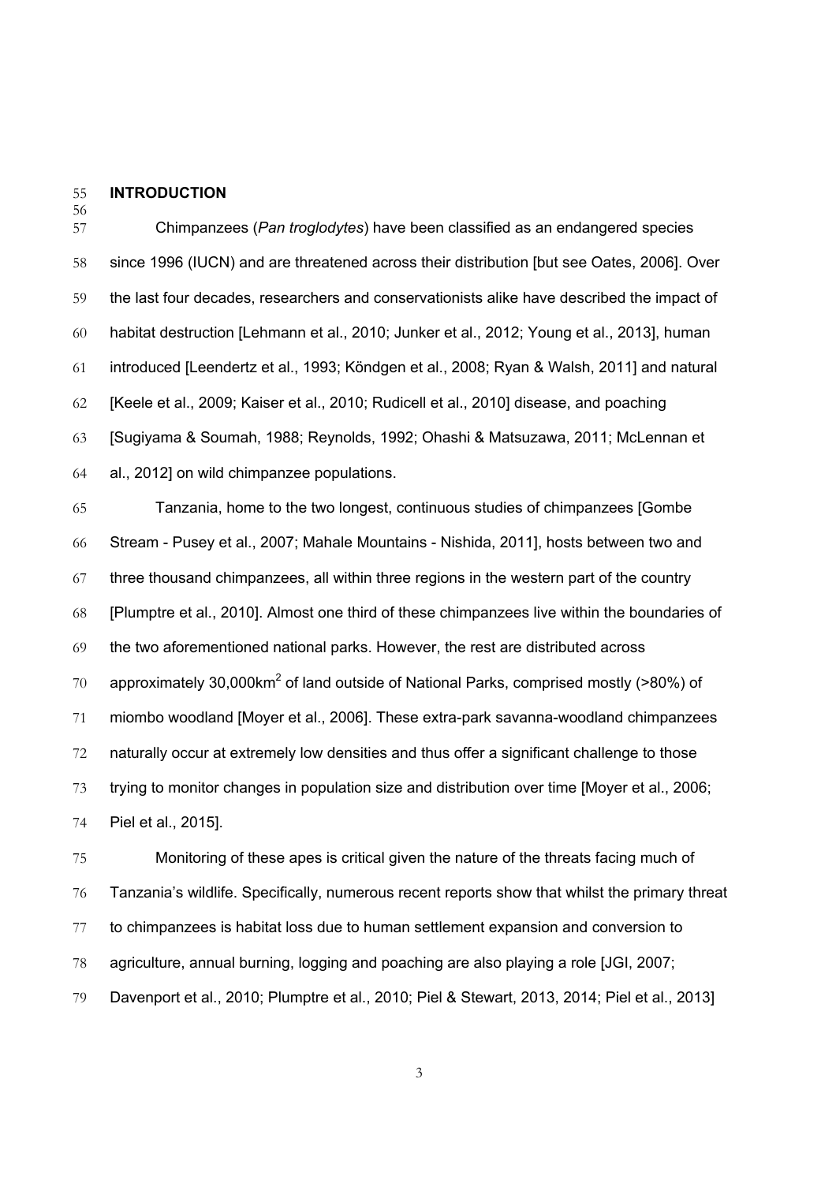## INTRODUCTION

Chimpanzees (*Pan troglodytes*) have been classified as an endangered species since 1996 (IUCN) and are threatened across their distribution [but see Oates, 2006]. Over the last four decades, researchers and conservationists alike have described the impact of habitat destruction [Lehmann et al., 2010; Junker et al., 2012; Young et al., 2013], human introduced [Leendertz et al., 1993; Köndgen et al., 2008; Ryan & Walsh, 2011] and natural [Keele et al., 2009; Kaiser et al., 2010; Rudicell et al., 2010] disease, and poaching [Sugiyama & Soumah, 1988; Reynolds, 1992; Ohashi & Matsuzawa, 2011; McLennan et al., 2012] on wild chimpanzee populations.

Tanzania, home to the two longest, continuous studies of chimpanzees [Gombe Stream - Pusey et al., 2007; Mahale Mountains - Nishida, 2011], hosts between two and three thousand chimpanzees, all within three regions in the western part of the country [Plumptre et al., 2010]. Almost one third of these chimpanzees live within the boundaries of the two aforementioned national parks. However, the rest are distributed across approximately 30,000km$^2$ of land outside of National Parks, comprised mostly (>80%) of miombo woodland [Moyer et al., 2006]. These extra-park savanna-woodland chimpanzees naturally occur at extremely low densities and thus offer a significant challenge to those trying to monitor changes in population size and distribution over time [Moyer et al., 2006; Piel et al., 2015].

Monitoring of these apes is critical given the nature of the threats facing much of Tanzania's wildlife. Specifically, numerous recent reports show that whilst the primary threat to chimpanzees is habitat loss due to human settlement expansion and conversion to agriculture, annual burning, logging and poaching are also playing a role [JGI, 2007; Davenport et al., 2010; Plumptre et al., 2010; Piel & Stewart, 2013, 2014; Piel et al., 2013]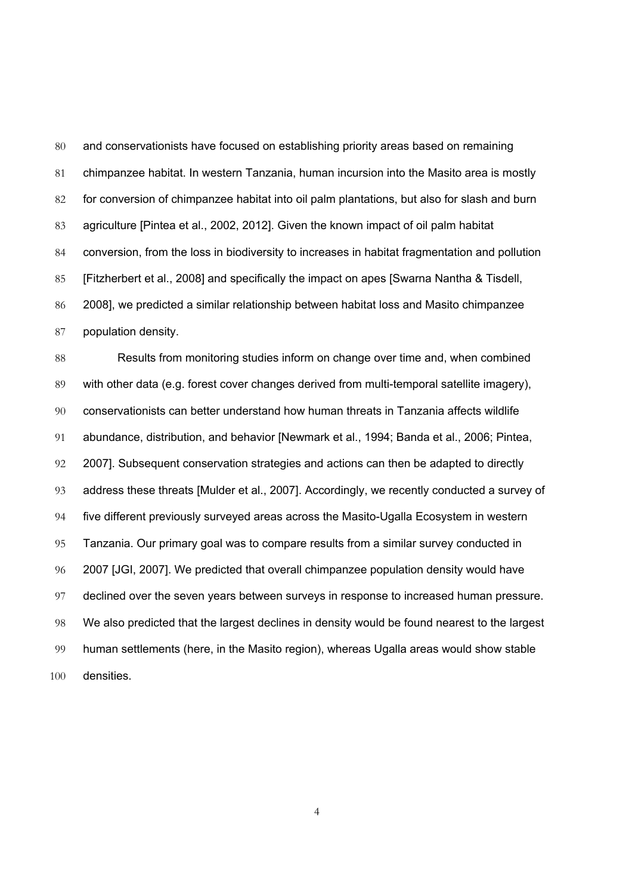and conservationists have focused on establishing priority areas based on remaining chimpanzee habitat. In western Tanzania, human incursion into the Masito area is mostly for conversion of chimpanzee habitat into oil palm plantations, but also for slash and burn agriculture [Pintea et al., 2002, 2012]. Given the known impact of oil palm habitat conversion, from the loss in biodiversity to increases in habitat fragmentation and pollution [Fitzherbert et al., 2008] and specifically the impact on apes [Swarna Nantha & Tisdell, 2008], we predicted a similar relationship between habitat loss and Masito chimpanzee population density.

Results from monitoring studies inform on change over time and, when combined with other data (e.g. forest cover changes derived from multi-temporal satellite imagery), conservationists can better understand how human threats in Tanzania affects wildlife abundance, distribution, and behavior [Newmark et al., 1994; Banda et al., 2006; Pintea, 2007]. Subsequent conservation strategies and actions can then be adapted to directly address these threats [Mulder et al., 2007]. Accordingly, we recently conducted a survey of five different previously surveyed areas across the Masito-Ugalla Ecosystem in western Tanzania. Our primary goal was to compare results from a similar survey conducted in 2007 [JGI, 2007]. We predicted that overall chimpanzee population density would have declined over the seven years between surveys in response to increased human pressure. We also predicted that the largest declines in density would be found nearest to the largest human settlements (here, in the Masito region), whereas Ugalla areas would show stable densities.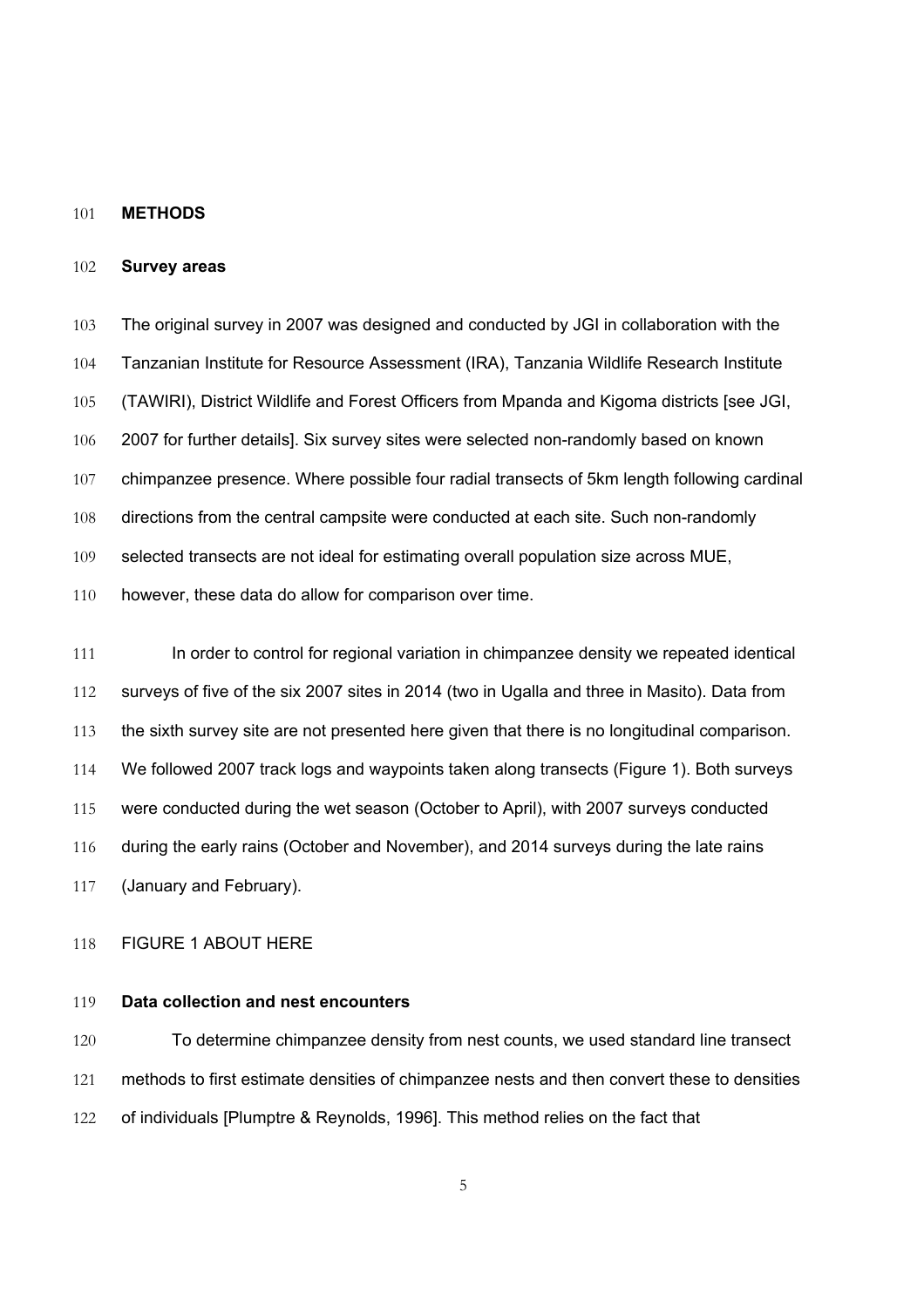## METHODS

### Survey areas

The original survey in 2007 was designed and conducted by JGI in collaboration with the Tanzanian Institute for Resource Assessment (IRA), Tanzania Wildlife Research Institute (TAWIRI), District Wildlife and Forest Officers from Mpanda and Kigoma districts [see JGI, 2007 for further details]. Six survey sites were selected non-randomly based on known chimpanzee presence. Where possible four radial transects of 5km length following cardinal directions from the central campsite were conducted at each site. Such non-randomly selected transects are not ideal for estimating overall population size across MUE, however, these data do allow for comparison over time.

In order to control for regional variation in chimpanzee density we repeated identical surveys of five of the six 2007 sites in 2014 (two in Ugalla and three in Masito). Data from the sixth survey site are not presented here given that there is no longitudinal comparison. We followed 2007 track logs and waypoints taken along transects (Figure 1). Both surveys were conducted during the wet season (October to April), with 2007 surveys conducted during the early rains (October and November), and 2014 surveys during the late rains (January and February).

FIGURE 1 ABOUT HERE

### Data collection and nest encounters

To determine chimpanzee density from nest counts, we used standard line transect methods to first estimate densities of chimpanzee nests and then convert these to densities of individuals [Plumptre & Reynolds, 1996]. This method relies on the fact that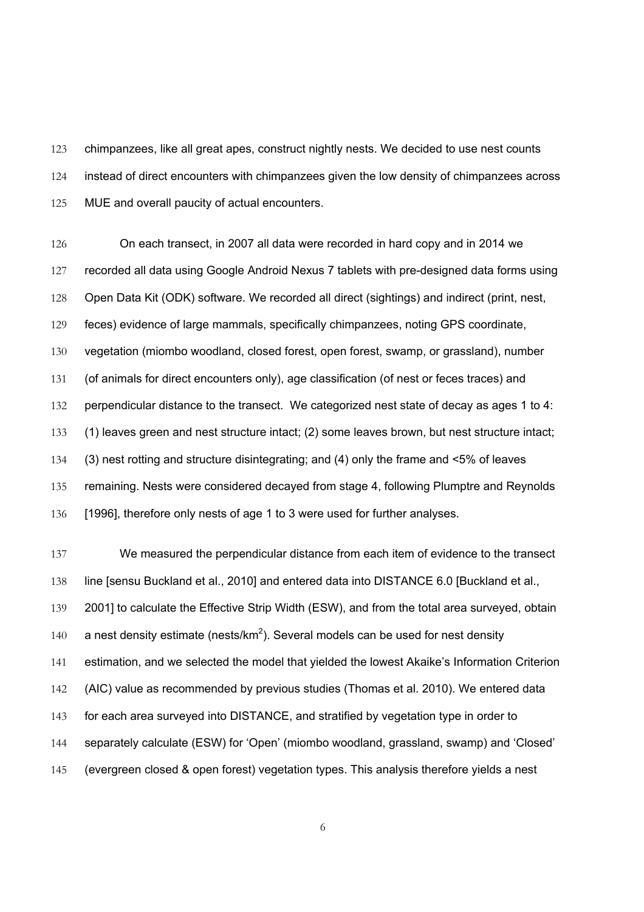chimpanzees, like all great apes, construct nightly nests. We decided to use nest counts instead of direct encounters with chimpanzees given the low density of chimpanzees across MUE and overall paucity of actual encounters.

On each transect, in 2007 all data were recorded in hard copy and in 2014 we recorded all data using Google Android Nexus 7 tablets with pre-designed data forms using Open Data Kit (ODK) software. We recorded all direct (sightings) and indirect (print, nest, feces) evidence of large mammals, specifically chimpanzees, noting GPS coordinate, vegetation (miombo woodland, closed forest, open forest, swamp, or grassland), number (of animals for direct encounters only), age classification (of nest or feces traces) and perpendicular distance to the transect. We categorized nest state of decay as ages 1 to 4: (1) leaves green and nest structure intact; (2) some leaves brown, but nest structure intact; (3) nest rotting and structure disintegrating; and (4) only the frame and <5% of leaves remaining. Nests were considered decayed from stage 4, following Plumptre and Reynolds [1996], therefore only nests of age 1 to 3 were used for further analyses.

We measured the perpendicular distance from each item of evidence to the transect line [sensu Buckland et al., 2010] and entered data into DISTANCE 6.0 [Buckland et al., 2001] to calculate the Effective Strip Width (ESW), and from the total area surveyed, obtain a nest density estimate (nests/km$^2$). Several models can be used for nest density estimation, and we selected the model that yielded the lowest Akaike's Information Criterion (AIC) value as recommended by previous studies (Thomas et al. 2010). We entered data for each area surveyed into DISTANCE, and stratified by vegetation type in order to separately calculate (ESW) for 'Open' (miombo woodland, grassland, swamp) and 'Closed' (evergreen closed & open forest) vegetation types. This analysis therefore yields a nest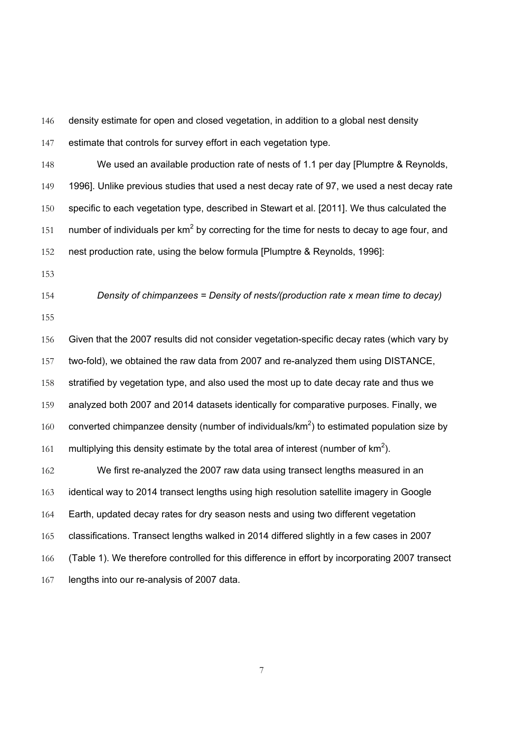density estimate for open and closed vegetation, in addition to a global nest density estimate that controls for survey effort in each vegetation type.

We used an available production rate of nests of 1.1 per day [Plumptre & Reynolds, 1996]. Unlike previous studies that used a nest decay rate of 97, we used a nest decay rate specific to each vegetation type, described in Stewart et al. [2011]. We thus calculated the number of individuals per km$^2$ by correcting for the time for nests to decay to age four, and nest production rate, using the below formula [Plumptre & Reynolds, 1996]:

*Density of chimpanzees = Density of nests/(production rate x mean time to decay)*

Given that the 2007 results did not consider vegetation-specific decay rates (which vary by two-fold), we obtained the raw data from 2007 and re-analyzed them using DISTANCE, stratified by vegetation type, and also used the most up to date decay rate and thus we analyzed both 2007 and 2014 datasets identically for comparative purposes. Finally, we converted chimpanzee density (number of individuals/km$^2$) to estimated population size by multiplying this density estimate by the total area of interest (number of km$^2$).

We first re-analyzed the 2007 raw data using transect lengths measured in an identical way to 2014 transect lengths using high resolution satellite imagery in Google Earth, updated decay rates for dry season nests and using two different vegetation classifications. Transect lengths walked in 2014 differed slightly in a few cases in 2007 (Table 1). We therefore controlled for this difference in effort by incorporating 2007 transect lengths into our re-analysis of 2007 data.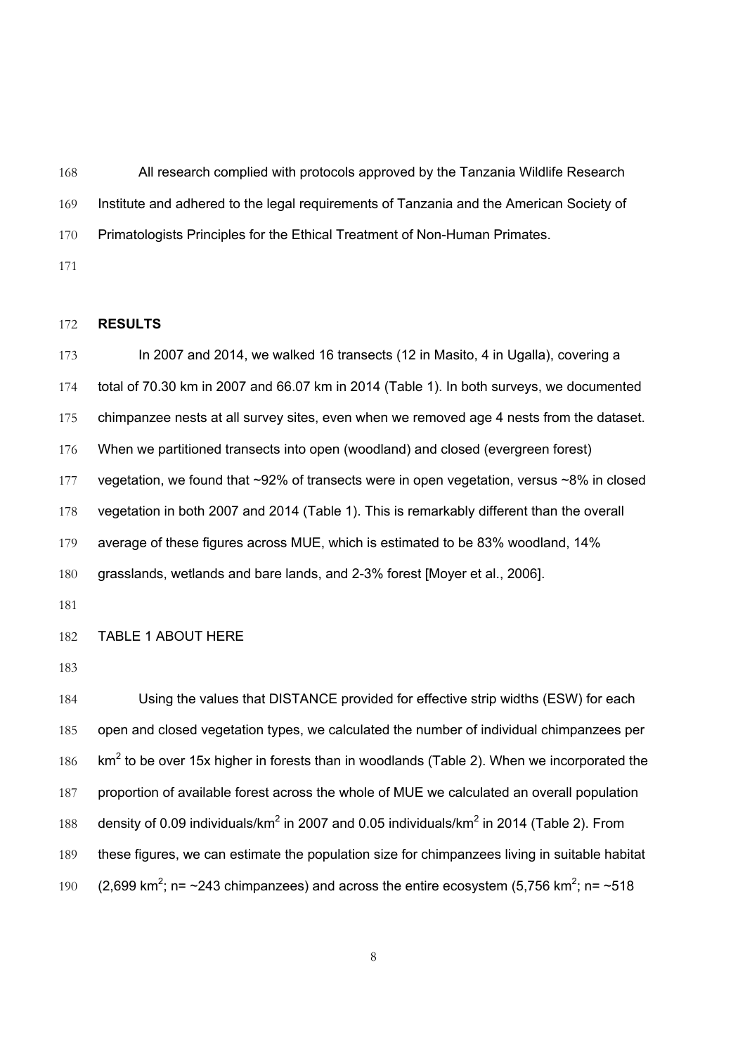All research complied with protocols approved by the Tanzania Wildlife Research Institute and adhered to the legal requirements of Tanzania and the American Society of Primatologists Principles for the Ethical Treatment of Non-Human Primates.

## RESULTS

In 2007 and 2014, we walked 16 transects (12 in Masito, 4 in Ugalla), covering a total of 70.30 km in 2007 and 66.07 km in 2014 (Table 1). In both surveys, we documented chimpanzee nests at all survey sites, even when we removed age 4 nests from the dataset. When we partitioned transects into open (woodland) and closed (evergreen forest) vegetation, we found that ~92% of transects were in open vegetation, versus ~8% in closed vegetation in both 2007 and 2014 (Table 1). This is remarkably different than the overall average of these figures across MUE, which is estimated to be 83% woodland, 14% grasslands, wetlands and bare lands, and 2-3% forest [Moyer et al., 2006].

TABLE 1 ABOUT HERE

Using the values that DISTANCE provided for effective strip widths (ESW) for each open and closed vegetation types, we calculated the number of individual chimpanzees per km$^2$ to be over 15x higher in forests than in woodlands (Table 2). When we incorporated the proportion of available forest across the whole of MUE we calculated an overall population density of 0.09 individuals/km$^2$ in 2007 and 0.05 individuals/km$^2$ in 2014 (Table 2). From these figures, we can estimate the population size for chimpanzees living in suitable habitat (2,699 km$^2$; n= ~243 chimpanzees) and across the entire ecosystem (5,756 km$^2$; n= ~518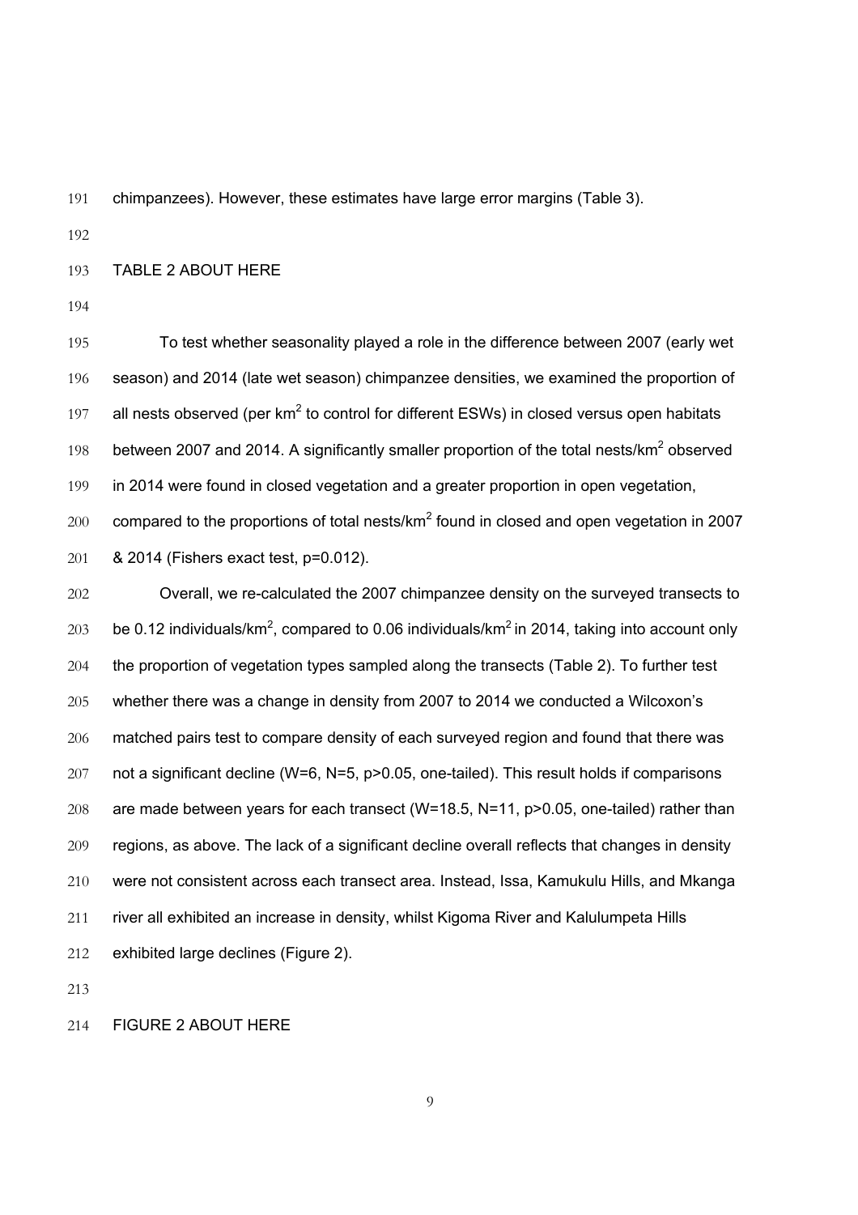chimpanzees). However, these estimates have large error margins (Table 3).

TABLE 2 ABOUT HERE

To test whether seasonality played a role in the difference between 2007 (early wet season) and 2014 (late wet season) chimpanzee densities, we examined the proportion of all nests observed (per $km^2$ to control for different ESWs) in closed versus open habitats between 2007 and 2014. A significantly smaller proportion of the total nests/$km^2$ observed in 2014 were found in closed vegetation and a greater proportion in open vegetation, compared to the proportions of total nests/$km^2$ found in closed and open vegetation in 2007 & 2014 (Fishers exact test, $p=0.012$).

Overall, we re-calculated the 2007 chimpanzee density on the surveyed transects to be 0.12 individuals/$km^2$, compared to 0.06 individuals/$km^2$ in 2014, taking into account only the proportion of vegetation types sampled along the transects (Table 2). To further test whether there was a change in density from 2007 to 2014 we conducted a Wilcoxon's matched pairs test to compare density of each surveyed region and found that there was not a significant decline ($W=6$, $N=5$, $p>0.05$, one-tailed). This result holds if comparisons are made between years for each transect ($W=18.5$, $N=11$, $p>0.05$, one-tailed) rather than regions, as above. The lack of a significant decline overall reflects that changes in density were not consistent across each transect area. Instead, Issa, Kamukulu Hills, and Mkanga river all exhibited an increase in density, whilst Kigoma River and Kalulumpeta Hills exhibited large declines (Figure 2).

FIGURE 2 ABOUT HERE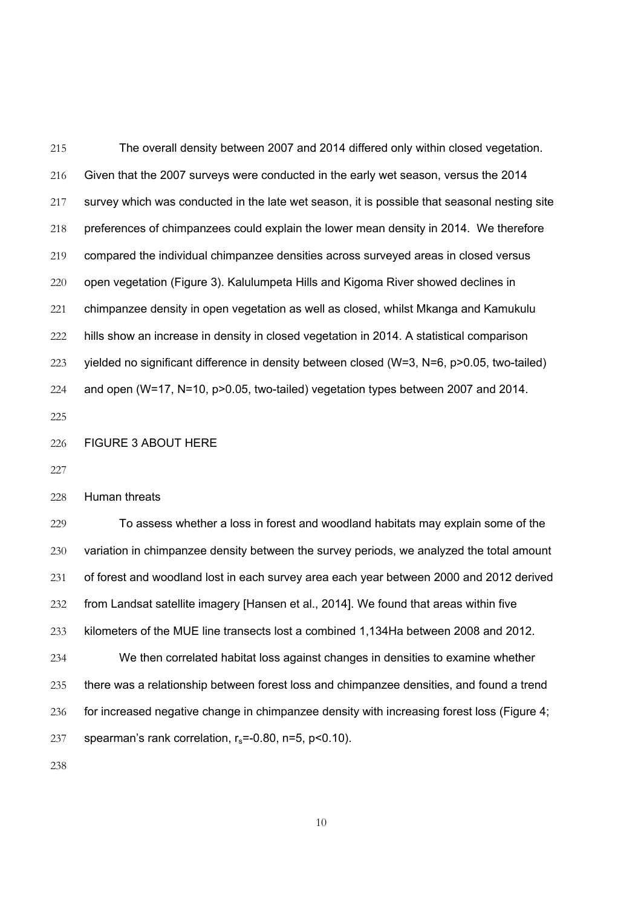The overall density between 2007 and 2014 differed only within closed vegetation. Given that the 2007 surveys were conducted in the early wet season, versus the 2014 survey which was conducted in the late wet season, it is possible that seasonal nesting site preferences of chimpanzees could explain the lower mean density in 2014. We therefore compared the individual chimpanzee densities across surveyed areas in closed versus open vegetation (Figure 3). Kalulumpeta Hills and Kigoma River showed declines in chimpanzee density in open vegetation as well as closed, whilst Mkanga and Kamukulu hills show an increase in density in closed vegetation in 2014. A statistical comparison yielded no significant difference in density between closed ($W=3$, $N=6$, $p>0.05$, two-tailed) and open ($W=17$, $N=10$, $p>0.05$, two-tailed) vegetation types between 2007 and 2014.

FIGURE 3 ABOUT HERE

## Human threats

To assess whether a loss in forest and woodland habitats may explain some of the variation in chimpanzee density between the survey periods, we analyzed the total amount of forest and woodland lost in each survey area each year between 2000 and 2012 derived from Landsat satellite imagery [Hansen et al., 2014]. We found that areas within five kilometers of the MUE line transects lost a combined 1,134Ha between 2008 and 2012.

We then correlated habitat loss against changes in densities to examine whether there was a relationship between forest loss and chimpanzee densities, and found a trend for increased negative change in chimpanzee density with increasing forest loss (Figure 4; spearman's rank correlation, $r_s=-0.80$, $n=5$, $p<0.10$).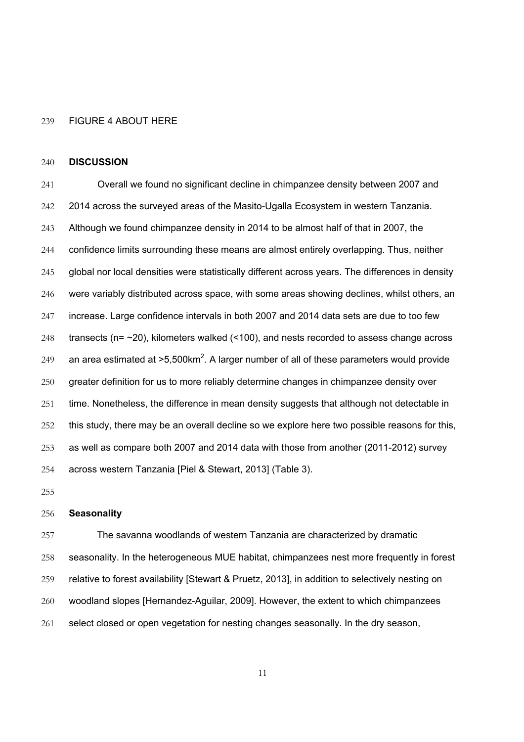FIGURE 4 ABOUT HERE

## DISCUSSION

Overall we found no significant decline in chimpanzee density between 2007 and 2014 across the surveyed areas of the Masito-Ugalla Ecosystem in western Tanzania. Although we found chimpanzee density in 2014 to be almost half of that in 2007, the confidence limits surrounding these means are almost entirely overlapping. Thus, neither global nor local densities were statistically different across years. The differences in density were variably distributed across space, with some areas showing declines, whilst others, an increase. Large confidence intervals in both 2007 and 2014 data sets are due to too few transects (n= ~20), kilometers walked (<100), and nests recorded to assess change across an area estimated at >5,500km$^2$. A larger number of all of these parameters would provide greater definition for us to more reliably determine changes in chimpanzee density over time. Nonetheless, the difference in mean density suggests that although not detectable in this study, there may be an overall decline so we explore here two possible reasons for this, as well as compare both 2007 and 2014 data with those from another (2011-2012) survey across western Tanzania [Piel & Stewart, 2013] (Table 3).

### Seasonality

The savanna woodlands of western Tanzania are characterized by dramatic seasonality. In the heterogeneous MUE habitat, chimpanzees nest more frequently in forest relative to forest availability [Stewart & Pruetz, 2013], in addition to selectively nesting on woodland slopes [Hernandez-Aguilar, 2009]. However, the extent to which chimpanzees select closed or open vegetation for nesting changes seasonally. In the dry season,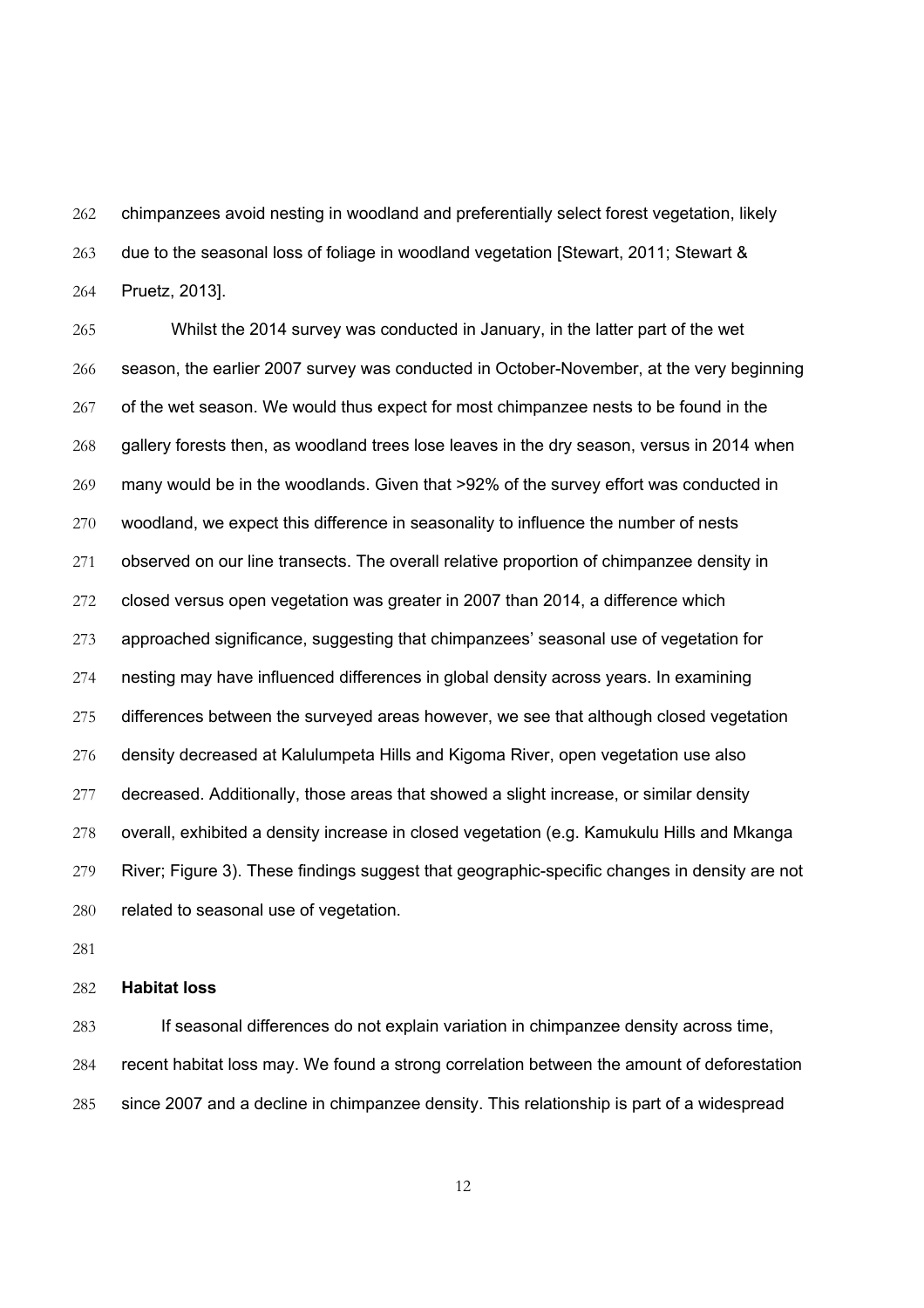chimpanzees avoid nesting in woodland and preferentially select forest vegetation, likely due to the seasonal loss of foliage in woodland vegetation [Stewart, 2011; Stewart & Pruetz, 2013].

Whilst the 2014 survey was conducted in January, in the latter part of the wet season, the earlier 2007 survey was conducted in October-November, at the very beginning of the wet season. We would thus expect for most chimpanzee nests to be found in the gallery forests then, as woodland trees lose leaves in the dry season, versus in 2014 when many would be in the woodlands. Given that >92% of the survey effort was conducted in woodland, we expect this difference in seasonality to influence the number of nests observed on our line transects. The overall relative proportion of chimpanzee density in closed versus open vegetation was greater in 2007 than 2014, a difference which approached significance, suggesting that chimpanzees' seasonal use of vegetation for nesting may have influenced differences in global density across years. In examining differences between the surveyed areas however, we see that although closed vegetation density decreased at Kalulumpeta Hills and Kigoma River, open vegetation use also decreased. Additionally, those areas that showed a slight increase, or similar density overall, exhibited a density increase in closed vegetation (e.g. Kamukulu Hills and Mkanga River; Figure 3). These findings suggest that geographic-specific changes in density are not related to seasonal use of vegetation.

**Habitat loss**

If seasonal differences do not explain variation in chimpanzee density across time, recent habitat loss may. We found a strong correlation between the amount of deforestation since 2007 and a decline in chimpanzee density. This relationship is part of a widespread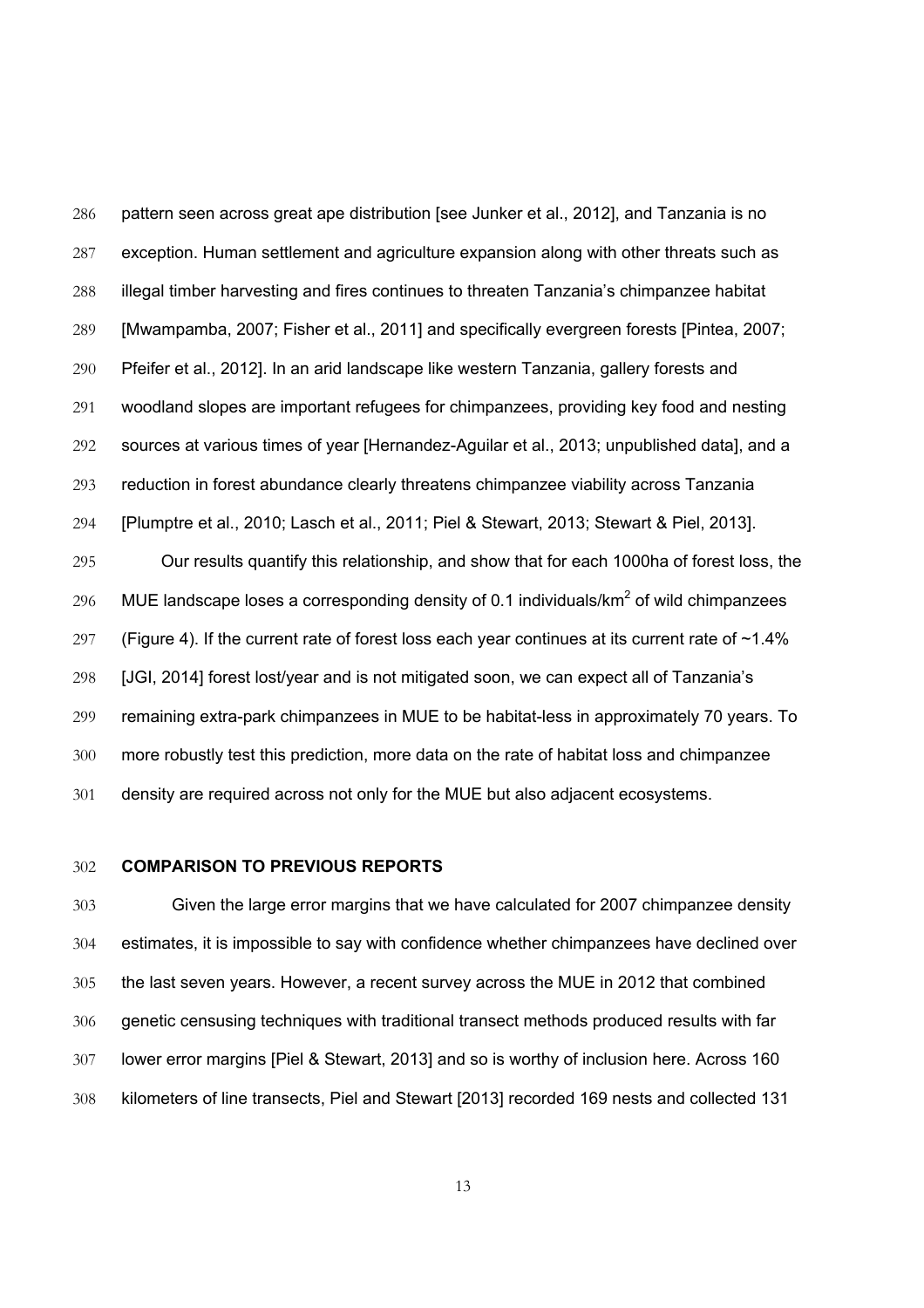pattern seen across great ape distribution [see Junker et al., 2012], and Tanzania is no exception. Human settlement and agriculture expansion along with other threats such as illegal timber harvesting and fires continues to threaten Tanzania's chimpanzee habitat [Mwampamba, 2007; Fisher et al., 2011] and specifically evergreen forests [Pintea, 2007; Pfeifer et al., 2012]. In an arid landscape like western Tanzania, gallery forests and woodland slopes are important refugees for chimpanzees, providing key food and nesting sources at various times of year [Hernandez-Aguilar et al., 2013; unpublished data], and a reduction in forest abundance clearly threatens chimpanzee viability across Tanzania [Plumptre et al., 2010; Lasch et al., 2011; Piel & Stewart, 2013; Stewart & Piel, 2013].

Our results quantify this relationship, and show that for each 1000ha of forest loss, the MUE landscape loses a corresponding density of 0.1 individuals/km$^2$ of wild chimpanzees (Figure 4). If the current rate of forest loss each year continues at its current rate of ~1.4% [JGI, 2014] forest lost/year and is not mitigated soon, we can expect all of Tanzania's remaining extra-park chimpanzees in MUE to be habitat-less in approximately 70 years. To more robustly test this prediction, more data on the rate of habitat loss and chimpanzee density are required across not only for the MUE but also adjacent ecosystems.

**COMPARISON TO PREVIOUS REPORTS**

Given the large error margins that we have calculated for 2007 chimpanzee density estimates, it is impossible to say with confidence whether chimpanzees have declined over the last seven years. However, a recent survey across the MUE in 2012 that combined genetic censusing techniques with traditional transect methods produced results with far lower error margins [Piel & Stewart, 2013] and so is worthy of inclusion here. Across 160 kilometers of line transects, Piel and Stewart [2013] recorded 169 nests and collected 131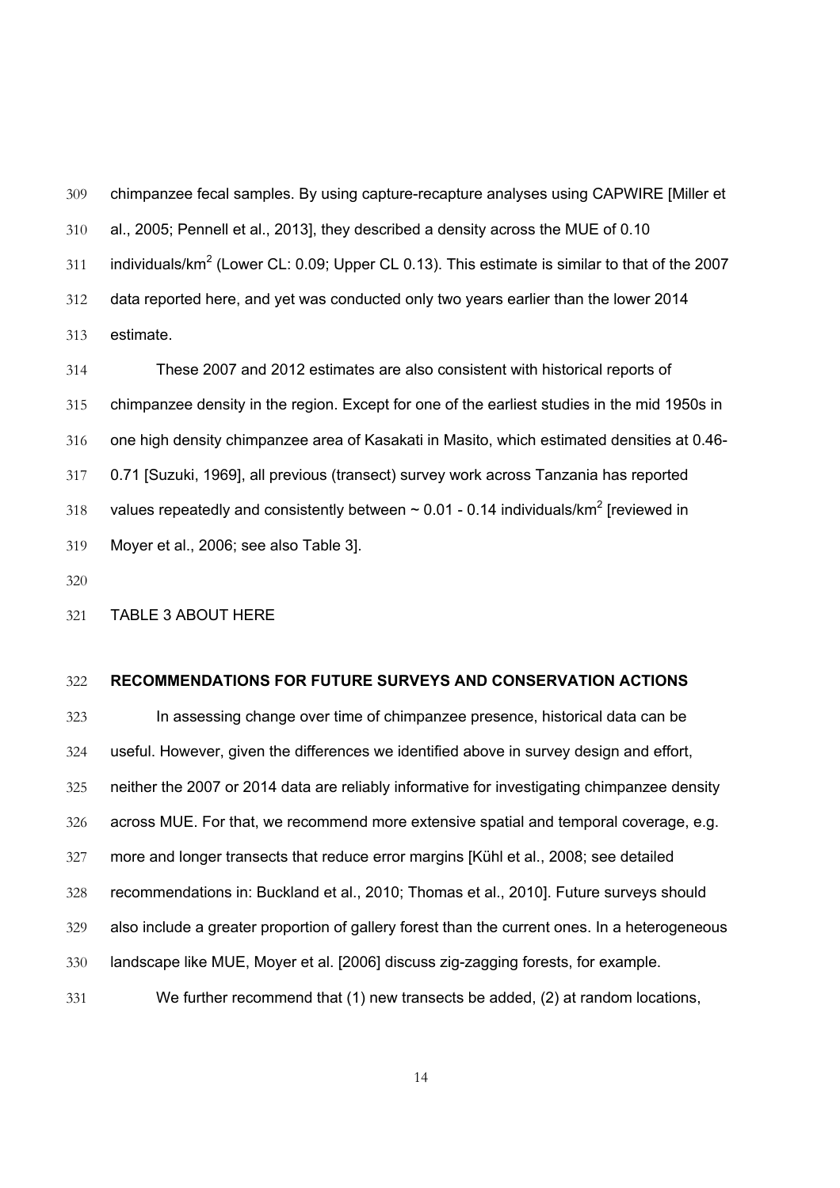chimpanzee fecal samples. By using capture-recapture analyses using CAPWIRE [Miller et al., 2005; Pennell et al., 2013], they described a density across the MUE of 0.10 individuals/km$^2$ (Lower CL: 0.09; Upper CL 0.13). This estimate is similar to that of the 2007 data reported here, and yet was conducted only two years earlier than the lower 2014 estimate.

These 2007 and 2012 estimates are also consistent with historical reports of chimpanzee density in the region. Except for one of the earliest studies in the mid 1950s in one high density chimpanzee area of Kasakati in Masito, which estimated densities at 0.46-0.71 [Suzuki, 1969], all previous (transect) survey work across Tanzania has reported values repeatedly and consistently between ~ 0.01 - 0.14 individuals/km$^2$ [reviewed in Moyer et al., 2006; see also Table 3].

TABLE 3 ABOUT HERE

**RECOMMENDATIONS FOR FUTURE SURVEYS AND CONSERVATION ACTIONS**

In assessing change over time of chimpanzee presence, historical data can be useful. However, given the differences we identified above in survey design and effort, neither the 2007 or 2014 data are reliably informative for investigating chimpanzee density across MUE. For that, we recommend more extensive spatial and temporal coverage, e.g. more and longer transects that reduce error margins [Kühl et al., 2008; see detailed recommendations in: Buckland et al., 2010; Thomas et al., 2010]. Future surveys should also include a greater proportion of gallery forest than the current ones. In a heterogeneous landscape like MUE, Moyer et al. [2006] discuss zig-zagging forests, for example.

We further recommend that (1) new transects be added, (2) at random locations,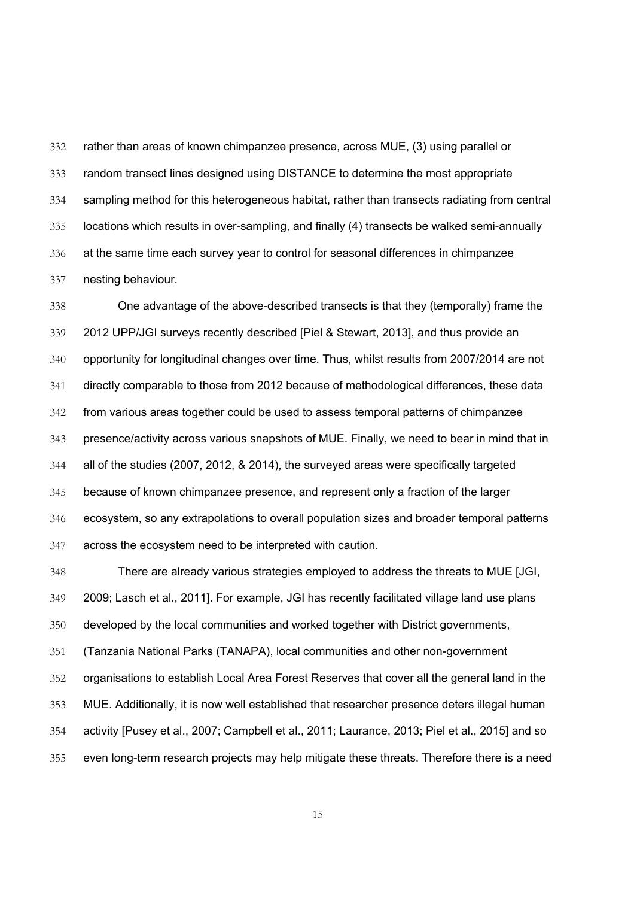rather than areas of known chimpanzee presence, across MUE, (3) using parallel or random transect lines designed using DISTANCE to determine the most appropriate sampling method for this heterogeneous habitat, rather than transects radiating from central locations which results in over-sampling, and finally (4) transects be walked semi-annually at the same time each survey year to control for seasonal differences in chimpanzee nesting behaviour.

One advantage of the above-described transects is that they (temporally) frame the 2012 UPP/JGI surveys recently described [Piel & Stewart, 2013], and thus provide an opportunity for longitudinal changes over time. Thus, whilst results from 2007/2014 are not directly comparable to those from 2012 because of methodological differences, these data from various areas together could be used to assess temporal patterns of chimpanzee presence/activity across various snapshots of MUE. Finally, we need to bear in mind that in all of the studies (2007, 2012, & 2014), the surveyed areas were specifically targeted because of known chimpanzee presence, and represent only a fraction of the larger ecosystem, so any extrapolations to overall population sizes and broader temporal patterns across the ecosystem need to be interpreted with caution.

There are already various strategies employed to address the threats to MUE [JGI, 2009; Lasch et al., 2011]. For example, JGI has recently facilitated village land use plans developed by the local communities and worked together with District governments, (Tanzania National Parks (TANAPA), local communities and other non-government organisations to establish Local Area Forest Reserves that cover all the general land in the MUE. Additionally, it is now well established that researcher presence deters illegal human activity [Pusey et al., 2007; Campbell et al., 2011; Laurance, 2013; Piel et al., 2015] and so even long-term research projects may help mitigate these threats. Therefore there is a need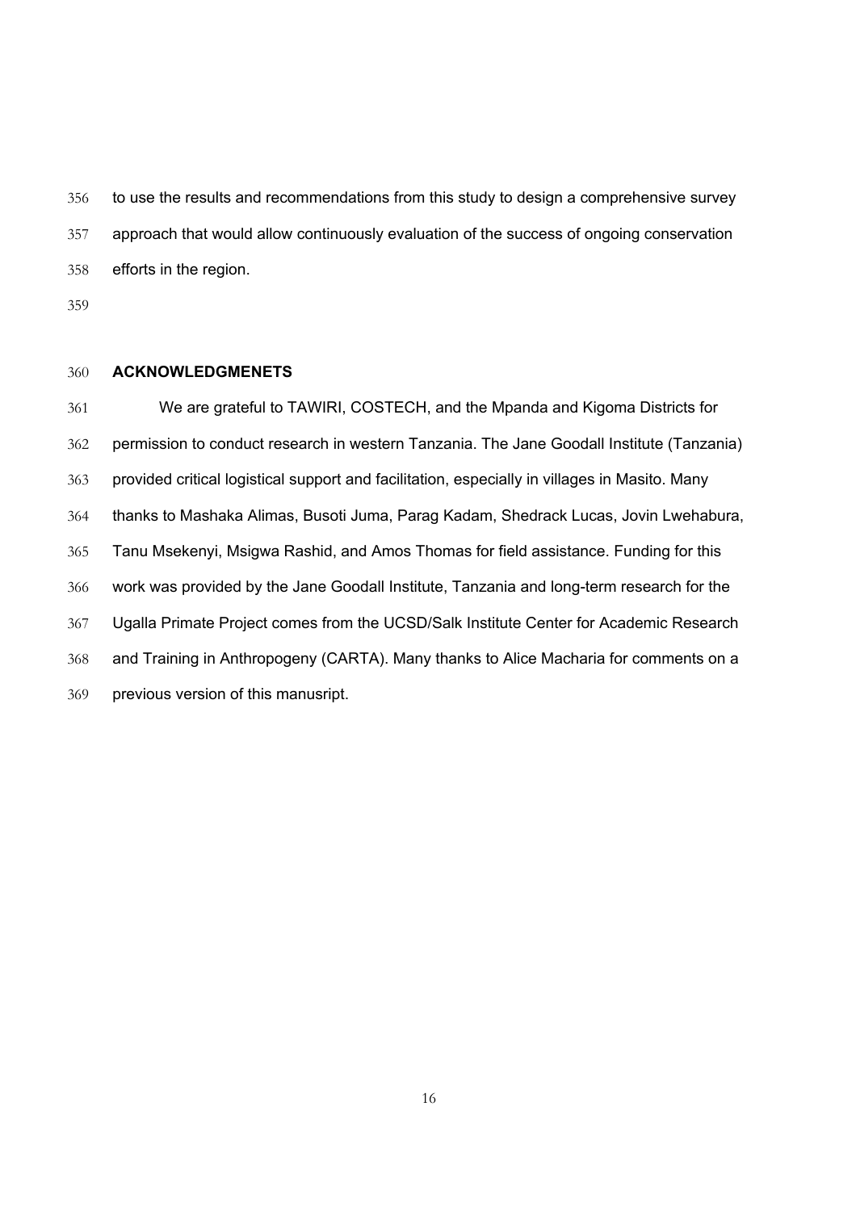to use the results and recommendations from this study to design a comprehensive survey approach that would allow continuously evaluation of the success of ongoing conservation efforts in the region.

## ACKNOWLEDGMENETS

We are grateful to TAWIRI, COSTECH, and the Mpanda and Kigoma Districts for permission to conduct research in western Tanzania. The Jane Goodall Institute (Tanzania) provided critical logistical support and facilitation, especially in villages in Masito. Many thanks to Mashaka Alimas, Busoti Juma, Parag Kadam, Shedrack Lucas, Jovin Lwehabura, Tanu Msekenyi, Msigwa Rashid, and Amos Thomas for field assistance. Funding for this work was provided by the Jane Goodall Institute, Tanzania and long-term research for the Ugalla Primate Project comes from the UCSD/Salk Institute Center for Academic Research and Training in Anthropogeny (CARTA). Many thanks to Alice Macharia for comments on a previous version of this manusript.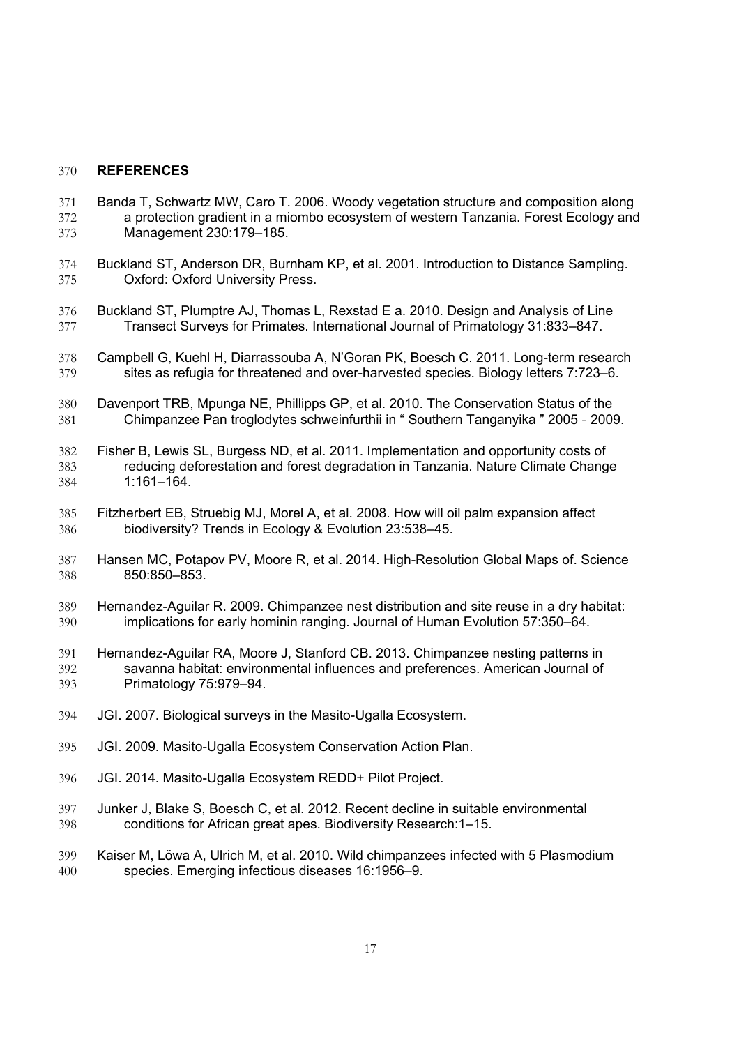# REFERENCES

Banda T, Schwartz MW, Caro T. 2006. Woody vegetation structure and composition along a protection gradient in a miombo ecosystem of western Tanzania. Forest Ecology and Management 230:179–185.

Buckland ST, Anderson DR, Burnham KP, et al. 2001. Introduction to Distance Sampling. Oxford: Oxford University Press.

Buckland ST, Plumptre AJ, Thomas L, Rexstad E a. 2010. Design and Analysis of Line Transect Surveys for Primates. International Journal of Primatology 31:833–847.

Campbell G, Kuehl H, Diarrassouba A, N'Goran PK, Boesch C. 2011. Long-term research sites as refugia for threatened and over-harvested species. Biology letters 7:723–6.

Davenport TRB, Mpunga NE, Phillipps GP, et al. 2010. The Conservation Status of the Chimpanzee Pan troglodytes schweinfurthii in " Southern Tanganyika " 2005 - 2009.

Fisher B, Lewis SL, Burgess ND, et al. 2011. Implementation and opportunity costs of reducing deforestation and forest degradation in Tanzania. Nature Climate Change 1:161–164.

Fitzherbert EB, Struebig MJ, Morel A, et al. 2008. How will oil palm expansion affect biodiversity? Trends in Ecology & Evolution 23:538–45.

Hansen MC, Potapov PV, Moore R, et al. 2014. High-Resolution Global Maps of. Science 850:850–853.

Hernandez-Aguilar R. 2009. Chimpanzee nest distribution and site reuse in a dry habitat: implications for early hominin ranging. Journal of Human Evolution 57:350–64.

Hernandez-Aguilar RA, Moore J, Stanford CB. 2013. Chimpanzee nesting patterns in savanna habitat: environmental influences and preferences. American Journal of Primatology 75:979–94.

JGI. 2007. Biological surveys in the Masito-Ugalla Ecosystem.

JGI. 2009. Masito-Ugalla Ecosystem Conservation Action Plan.

JGI. 2014. Masito-Ugalla Ecosystem REDD+ Pilot Project.

Junker J, Blake S, Boesch C, et al. 2012. Recent decline in suitable environmental conditions for African great apes. Biodiversity Research:1–15.

Kaiser M, Löwa A, Ulrich M, et al. 2010. Wild chimpanzees infected with 5 Plasmodium species. Emerging infectious diseases 16:1956–9.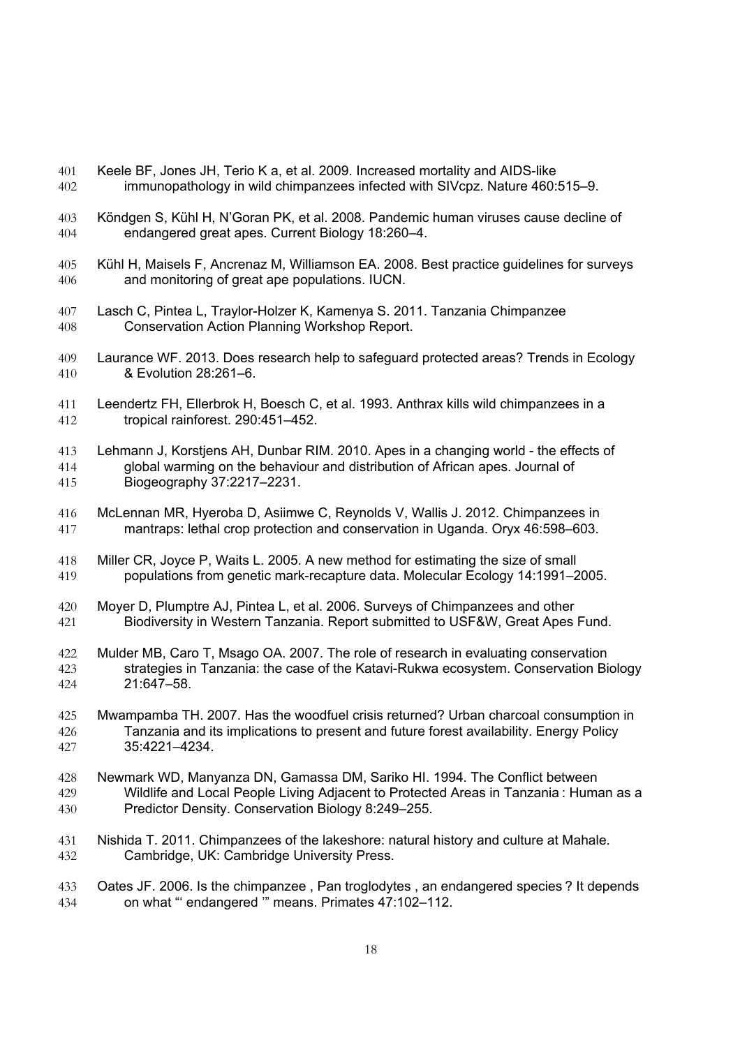Keele BF, Jones JH, Terio K a, et al. 2009. Increased mortality and AIDS-like immunopathology in wild chimpanzees infected with SIVcpz. Nature 460:515–9.

Köndgen S, Kühl H, N'Goran PK, et al. 2008. Pandemic human viruses cause decline of endangered great apes. Current Biology 18:260–4.

Kühl H, Maisels F, Ancrenaz M, Williamson EA. 2008. Best practice guidelines for surveys and monitoring of great ape populations. IUCN.

Lasch C, Pintea L, Traylor-Holzer K, Kamenya S. 2011. Tanzania Chimpanzee Conservation Action Planning Workshop Report.

Laurance WF. 2013. Does research help to safeguard protected areas? Trends in Ecology & Evolution 28:261–6.

Leendertz FH, Ellerbrok H, Boesch C, et al. 1993. Anthrax kills wild chimpanzees in a tropical rainforest. 290:451–452.

Lehmann J, Korstjens AH, Dunbar RIM. 2010. Apes in a changing world - the effects of global warming on the behaviour and distribution of African apes. Journal of Biogeography 37:2217–2231.

McLennan MR, Hyeroba D, Asiimwe C, Reynolds V, Wallis J. 2012. Chimpanzees in mantraps: lethal crop protection and conservation in Uganda. Oryx 46:598–603.

Miller CR, Joyce P, Waits L. 2005. A new method for estimating the size of small populations from genetic mark-recapture data. Molecular Ecology 14:1991–2005.

Moyer D, Plumptre AJ, Pintea L, et al. 2006. Surveys of Chimpanzees and other Biodiversity in Western Tanzania. Report submitted to USF&W, Great Apes Fund.

Mulder MB, Caro T, Msago OA. 2007. The role of research in evaluating conservation strategies in Tanzania: the case of the Katavi-Rukwa ecosystem. Conservation Biology 21:647–58.

Mwampamba TH. 2007. Has the woodfuel crisis returned? Urban charcoal consumption in Tanzania and its implications to present and future forest availability. Energy Policy 35:4221–4234.

Newmark WD, Manyanza DN, Gamassa DM, Sariko HI. 1994. The Conflict between Wildlife and Local People Living Adjacent to Protected Areas in Tanzania : Human as a Predictor Density. Conservation Biology 8:249–255.

Nishida T. 2011. Chimpanzees of the lakeshore: natural history and culture at Mahale. Cambridge, UK: Cambridge University Press.

Oates JF. 2006. Is the chimpanzee , Pan troglodytes , an endangered species ? It depends on what "' endangered '" means. Primates 47:102–112.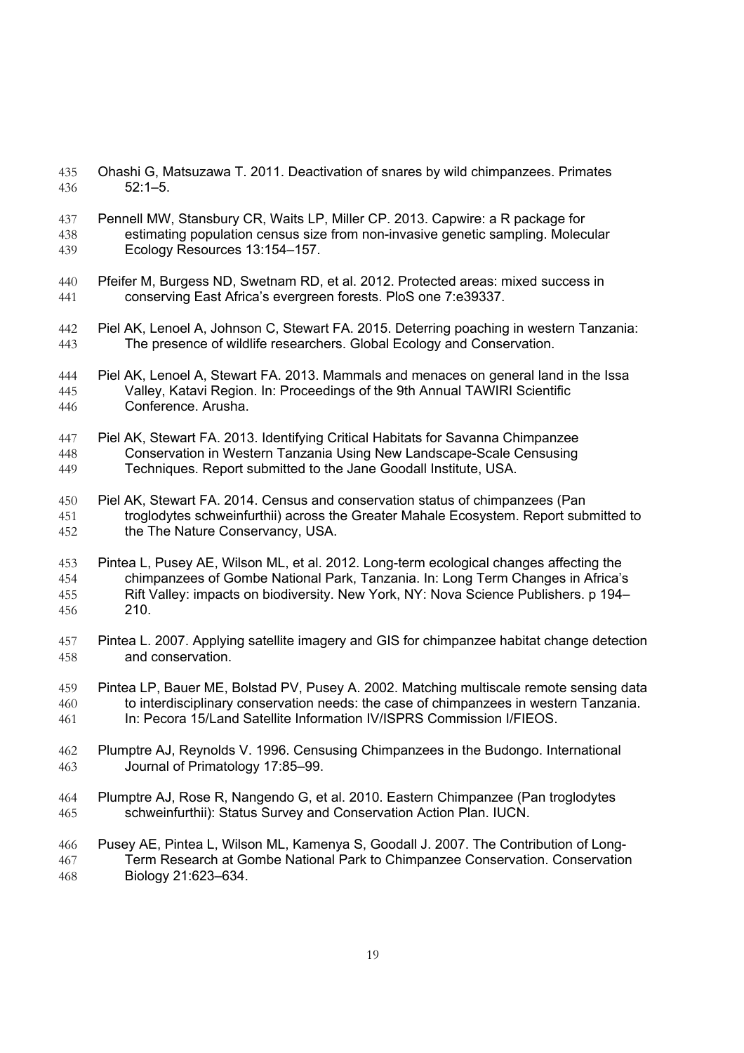Ohashi G, Matsuzawa T. 2011. Deactivation of snares by wild chimpanzees. Primates 52:1–5.

Pennell MW, Stansbury CR, Waits LP, Miller CP. 2013. Capwire: a R package for estimating population census size from non-invasive genetic sampling. Molecular Ecology Resources 13:154–157.

Pfeifer M, Burgess ND, Swetnam RD, et al. 2012. Protected areas: mixed success in conserving East Africa's evergreen forests. PloS one 7:e39337.

Piel AK, Lenoel A, Johnson C, Stewart FA. 2015. Deterring poaching in western Tanzania: The presence of wildlife researchers. Global Ecology and Conservation.

Piel AK, Lenoel A, Stewart FA. 2013. Mammals and menaces on general land in the Issa Valley, Katavi Region. In: Proceedings of the 9th Annual TAWIRI Scientific Conference. Arusha.

Piel AK, Stewart FA. 2013. Identifying Critical Habitats for Savanna Chimpanzee Conservation in Western Tanzania Using New Landscape-Scale Censusing Techniques. Report submitted to the Jane Goodall Institute, USA.

Piel AK, Stewart FA. 2014. Census and conservation status of chimpanzees (Pan troglodytes schweinfurthii) across the Greater Mahale Ecosystem. Report submitted to the The Nature Conservancy, USA.

Pintea L, Pusey AE, Wilson ML, et al. 2012. Long-term ecological changes affecting the chimpanzees of Gombe National Park, Tanzania. In: Long Term Changes in Africa's Rift Valley: impacts on biodiversity. New York, NY: Nova Science Publishers. p 194–210.

Pintea L. 2007. Applying satellite imagery and GIS for chimpanzee habitat change detection and conservation.

Pintea LP, Bauer ME, Bolstad PV, Pusey A. 2002. Matching multiscale remote sensing data to interdisciplinary conservation needs: the case of chimpanzees in western Tanzania. In: Pecora 15/Land Satellite Information IV/ISPRS Commission I/FIEOS.

Plumptre AJ, Reynolds V. 1996. Censusing Chimpanzees in the Budongo. International Journal of Primatology 17:85–99.

Plumptre AJ, Rose R, Nangendo G, et al. 2010. Eastern Chimpanzee (Pan troglodytes schweinfurthii): Status Survey and Conservation Action Plan. IUCN.

Pusey AE, Pintea L, Wilson ML, Kamenya S, Goodall J. 2007. The Contribution of Long-Term Research at Gombe National Park to Chimpanzee Conservation. Conservation Biology 21:623–634.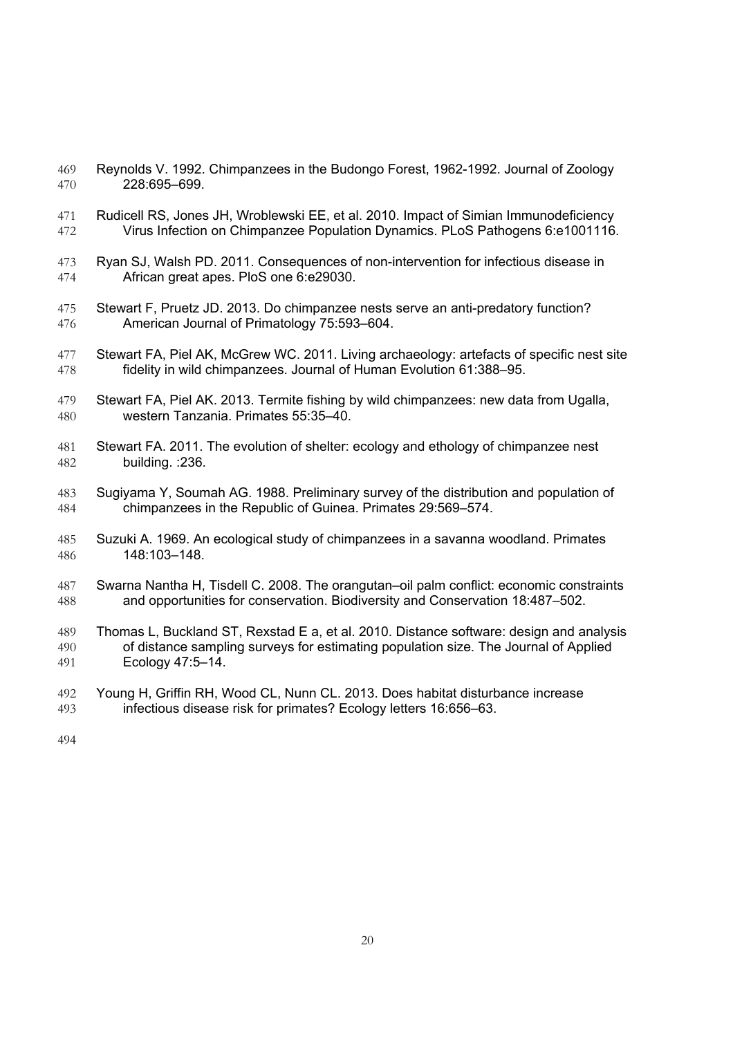Reynolds V. 1992. Chimpanzees in the Budongo Forest, 1962-1992. Journal of Zoology 228:695–699.

Rudicell RS, Jones JH, Wroblewski EE, et al. 2010. Impact of Simian Immunodeficiency Virus Infection on Chimpanzee Population Dynamics. PLoS Pathogens 6:e1001116.

Ryan SJ, Walsh PD. 2011. Consequences of non-intervention for infectious disease in African great apes. PloS one 6:e29030.

Stewart F, Pruetz JD. 2013. Do chimpanzee nests serve an anti-predatory function? American Journal of Primatology 75:593–604.

Stewart FA, Piel AK, McGrew WC. 2011. Living archaeology: artefacts of specific nest site fidelity in wild chimpanzees. Journal of Human Evolution 61:388–95.

Stewart FA, Piel AK. 2013. Termite fishing by wild chimpanzees: new data from Ugalla, western Tanzania. Primates 55:35–40.

Stewart FA. 2011. The evolution of shelter: ecology and ethology of chimpanzee nest building. :236.

Sugiyama Y, Soumah AG. 1988. Preliminary survey of the distribution and population of chimpanzees in the Republic of Guinea. Primates 29:569–574.

Suzuki A. 1969. An ecological study of chimpanzees in a savanna woodland. Primates 148:103–148.

Swarna Nantha H, Tisdell C. 2008. The orangutan–oil palm conflict: economic constraints and opportunities for conservation. Biodiversity and Conservation 18:487–502.

Thomas L, Buckland ST, Rexstad E a, et al. 2010. Distance software: design and analysis of distance sampling surveys for estimating population size. The Journal of Applied Ecology 47:5–14.

Young H, Griffin RH, Wood CL, Nunn CL. 2013. Does habitat disturbance increase infectious disease risk for primates? Ecology letters 16:656–63.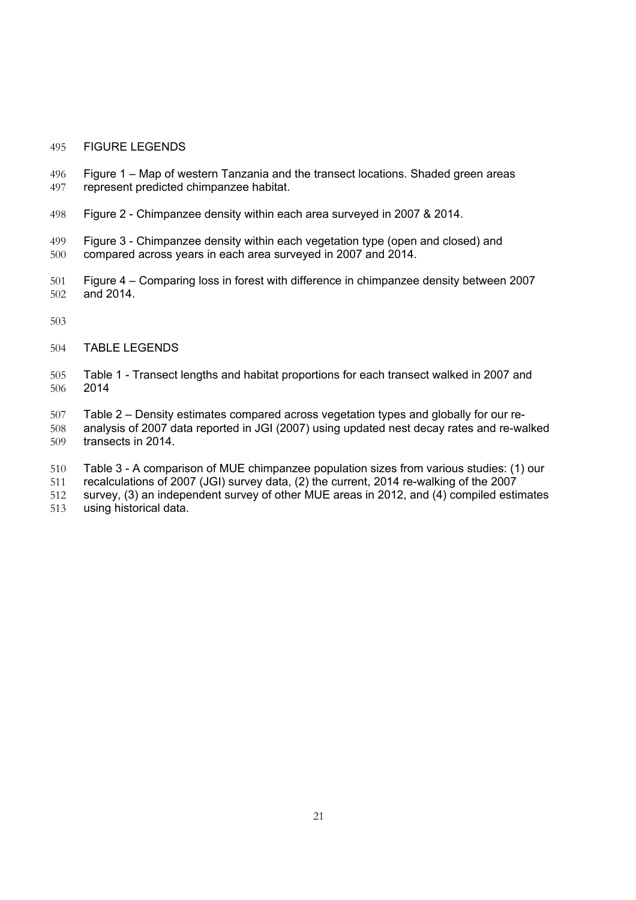## FIGURE LEGENDS

Figure 1 – Map of western Tanzania and the transect locations. Shaded green areas represent predicted chimpanzee habitat.

Figure 2 - Chimpanzee density within each area surveyed in 2007 & 2014.

Figure 3 - Chimpanzee density within each vegetation type (open and closed) and compared across years in each area surveyed in 2007 and 2014.

Figure 4 – Comparing loss in forest with difference in chimpanzee density between 2007 and 2014.

## TABLE LEGENDS

Table 1 - Transect lengths and habitat proportions for each transect walked in 2007 and 2014

Table 2 – Density estimates compared across vegetation types and globally for our re-analysis of 2007 data reported in JGI (2007) using updated nest decay rates and re-walked transects in 2014.

Table 3 - A comparison of MUE chimpanzee population sizes from various studies: (1) our recalculations of 2007 (JGI) survey data, (2) the current, 2014 re-walking of the 2007 survey, (3) an independent survey of other MUE areas in 2012, and (4) compiled estimates using historical data.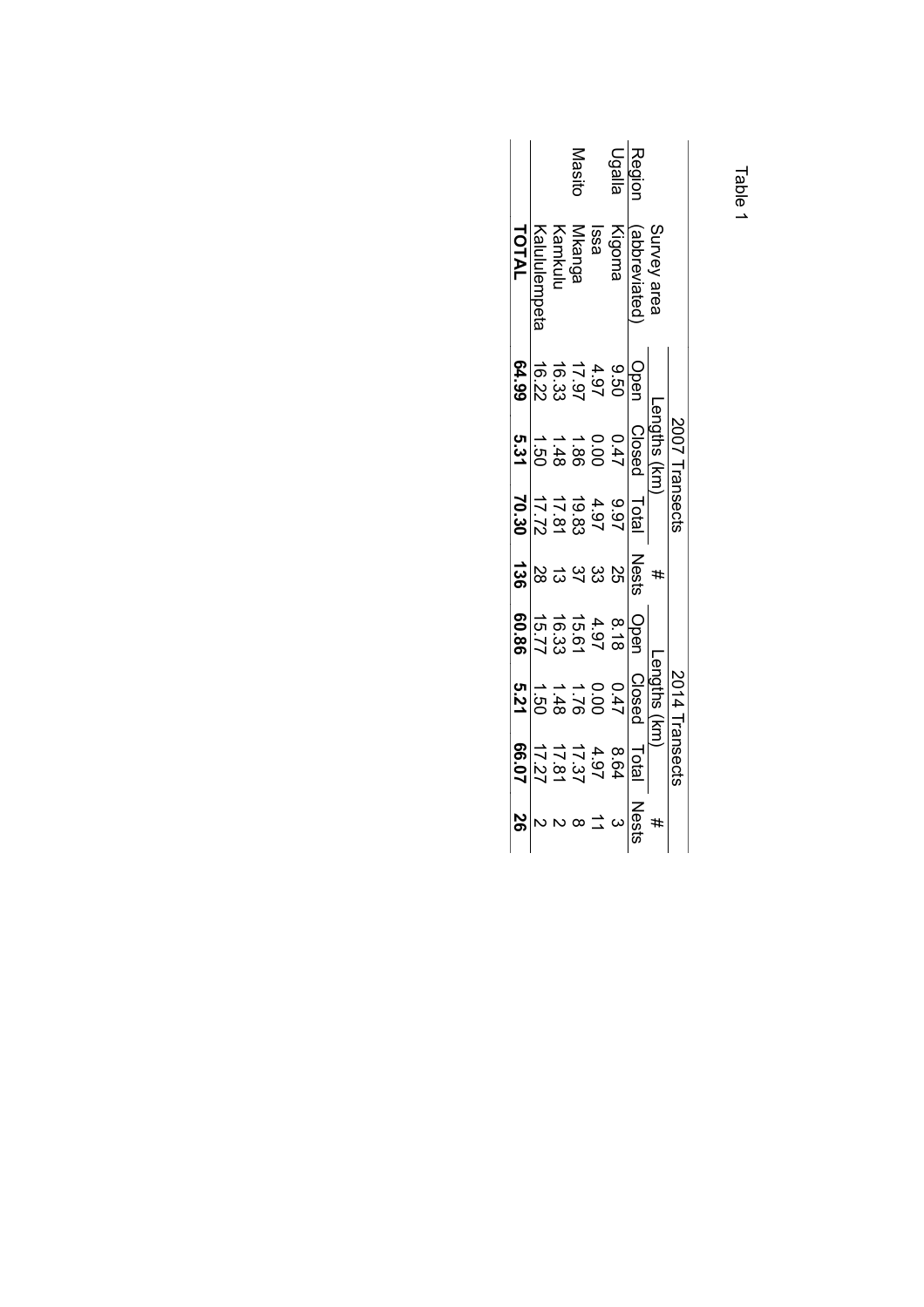Table 1

| Region | Survey area (abbreviated) | 2007 Transects | | | | 2014 Transects | | | |
|---|---|---|---|---|---|---|---|---|---|
| | | Lengths (km) | | | # | Lengths (km) | | | # |
| | | Open | Closed | Total | Nests | Open | Closed | Total | Nests |
| Ugalla | Kigoma | 9.50 | 0.47 | 9.97 | 25 | 8.18 | 0.47 | 8.64 | 3 |
| | Issa | 4.97 | 0.00 | 4.97 | 33 | 4.97 | 0.00 | 4.97 | 11 |
| Masito | Mkanga | 17.97 | 1.86 | 19.83 | 37 | 15.61 | 1.76 | 17.37 | 8 |
| | Kamkulu | 16.33 | 1.48 | 17.81 | 13 | 16.33 | 1.48 | 17.81 | 2 |
| | Kalululempeta | 16.22 | 1.50 | 17.72 | 28 | 15.77 | 1.50 | 17.27 | 2 |
| | **TOTAL** | **64.99** | **5.31** | **70.30** | **136** | **60.86** | **5.21** | **66.07** | **26** |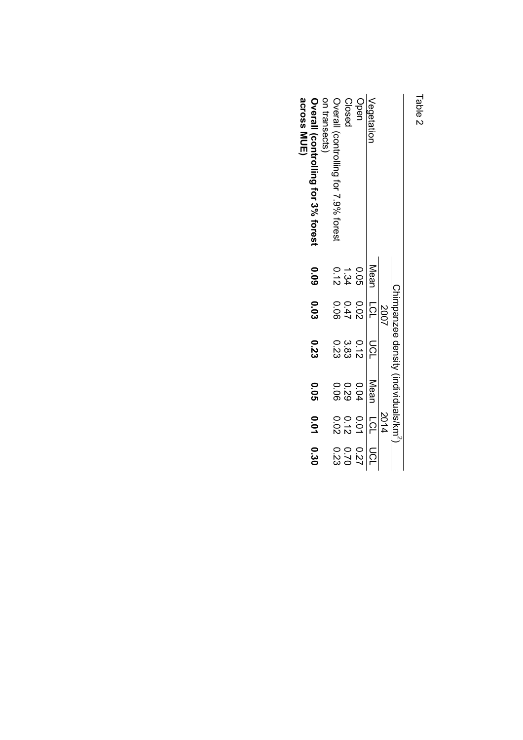Table 2

| | Chimpanzee density (individuals/km$^2$) | | | | | |
|---|---|---|---|---|---|---|
| | 2007 | | | 2014 | | |
| Vegetation | Mean | LCL | UCL | Mean | LCL | UCL |
| Open | 0.05 | 0.02 | 0.12 | 0.04 | 0.01 | 0.27 |
| Closed | 1.34 | 0.47 | 3.83 | 0.29 | 0.12 | 0.70 |
| Overall (controlling for 7.9% forest on transects) | 0.12 | 0.06 | 0.23 | 0.06 | 0.02 | 0.23 |
| **Overall (controlling for 3% forest across MUE)** | **0.09** | **0.03** | **0.23** | **0.05** | **0.01** | **0.30** |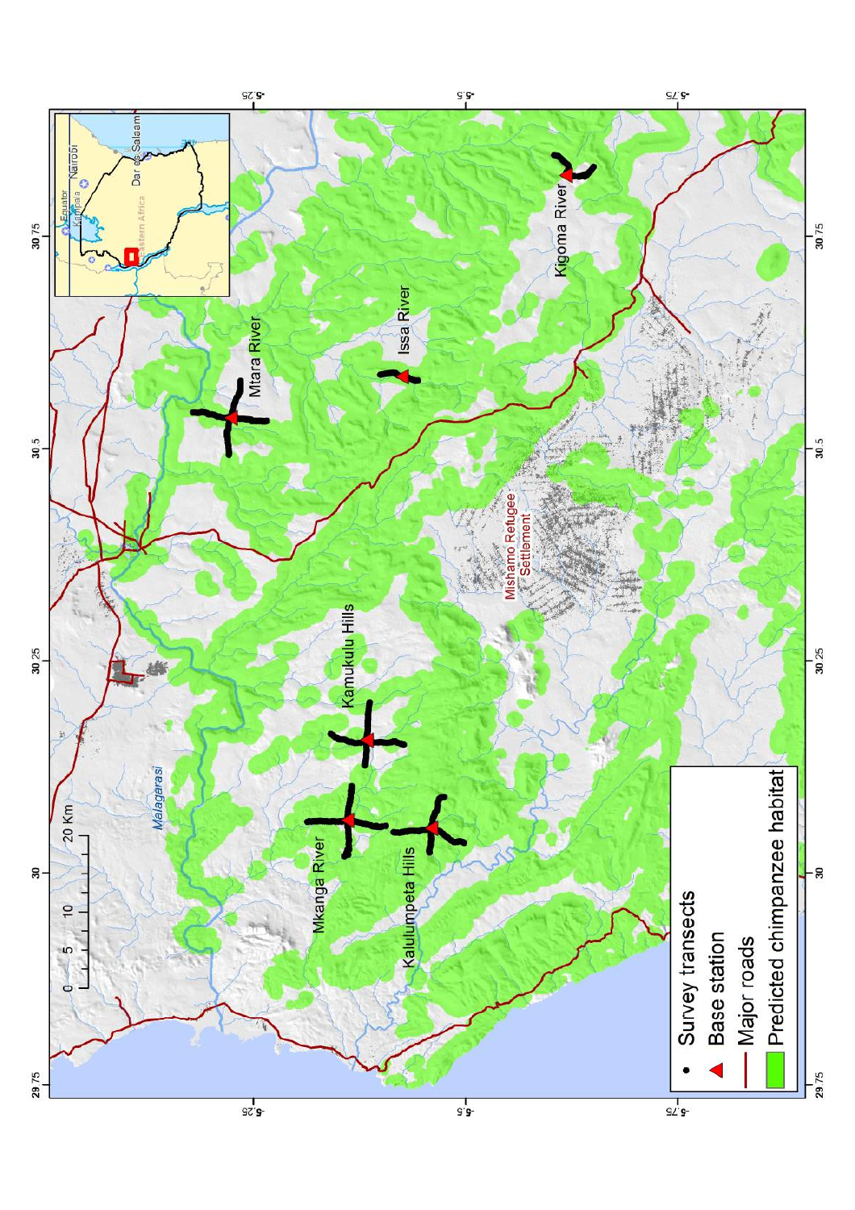Survey transects

Base station

Major roads

Predicted chimpanzee habitat

Mtara River

Issa River

Kigoma River

Kamukulu Hills

Mkanga River

Kalulumpeta Hills

Mishamo Refugee Settlement

Malagarasi

0 5 10 20 Km

29.75 30 30.25 30.5 30.75

-5.25 -5.5 -5.75

Equator

Kampala

Nairobi

Dar es Salaam

Eastern Africa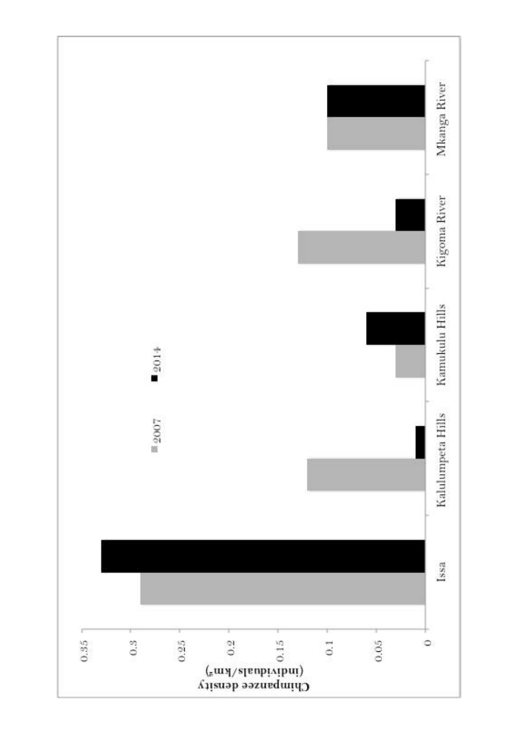Chimpanzee density (individuals/km²)

0.35
0.3
0.25
0.2
0.15
0.1
0.05
0

■ 2007
■ 2014

Issa
Kalulumpeta Hills
Kamukulu Hills
Kigoma River
Mkanga River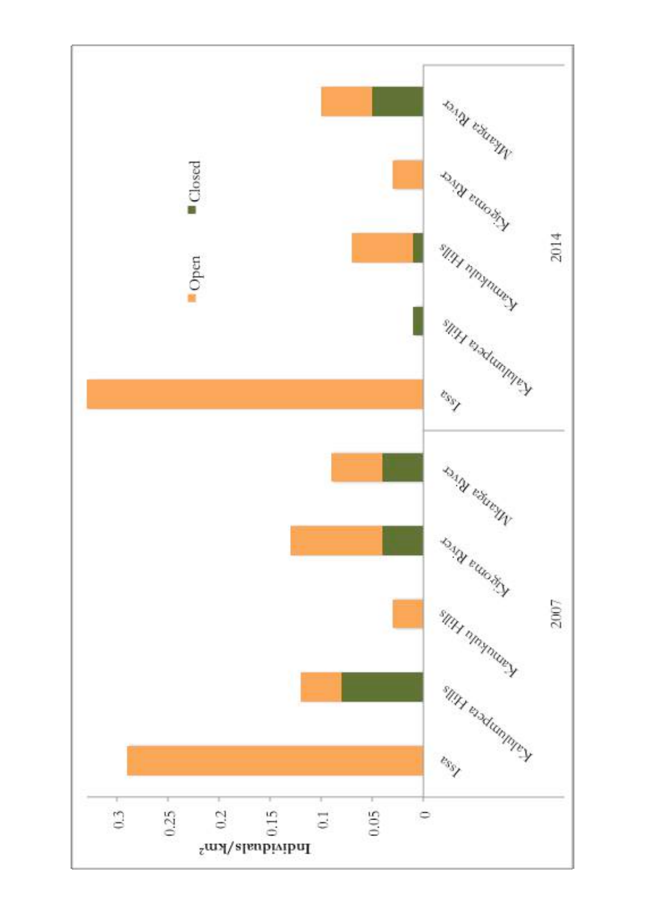| Year | Site | Open (individuals/km²) | Closed (individuals/km²) |
|---|---|---|---|
| 2007 | Issa | ~0.29 | 0 |
| 2007 | Kalulumpeta Hills | ~0.04 | ~0.08 |
| 2007 | Kamukulu Hills | ~0.03 | 0 |
| 2007 | Kigoma River | ~0.09 | ~0.04 |
| 2007 | Mkanga River | ~0.05 | ~0.04 |
| 2014 | Issa | ~0.33 | 0 |
| 2014 | Kalulumpeta Hills | 0 | ~0.01 |
| 2014 | Kamukulu Hills | ~0.06 | ~0.01 |
| 2014 | Kigoma River | ~0.03 | 0 |
| 2014 | Mkanga River | ~0.05 | ~0.05 |

Values are approximate readings from a stacked bar chart (y-axis: Individuals/km², 0–0.3), which has a legend of Open and Closed.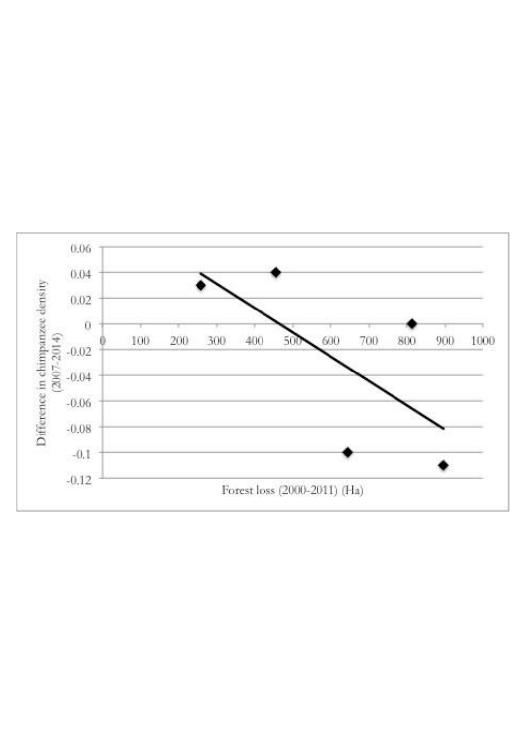0.06
0.04
0.02
0
-0.02
-0.04
-0.06
-0.08
-0.1
-0.12

0 100 200 300 400 500 600 700 800 900 1000

Difference in chimpanzee density (2007-2014)

Forest loss (2000-2011) (Ha)